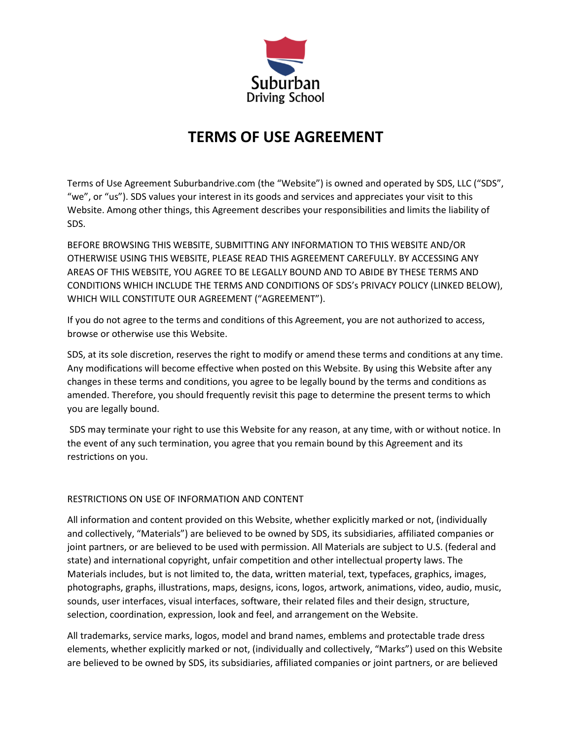Suburban
Driving School

# TERMS OF USE AGREEMENT

Terms of Use Agreement Suburbandrive.com (the "Website") is owned and operated by SDS, LLC ("SDS", "we", or "us"). SDS values your interest in its goods and services and appreciates your visit to this Website. Among other things, this Agreement describes your responsibilities and limits the liability of SDS.

BEFORE BROWSING THIS WEBSITE, SUBMITTING ANY INFORMATION TO THIS WEBSITE AND/OR OTHERWISE USING THIS WEBSITE, PLEASE READ THIS AGREEMENT CAREFULLY. BY ACCESSING ANY AREAS OF THIS WEBSITE, YOU AGREE TO BE LEGALLY BOUND AND TO ABIDE BY THESE TERMS AND CONDITIONS WHICH INCLUDE THE TERMS AND CONDITIONS OF SDS's PRIVACY POLICY (LINKED BELOW), WHICH WILL CONSTITUTE OUR AGREEMENT ("AGREEMENT").

If you do not agree to the terms and conditions of this Agreement, you are not authorized to access, browse or otherwise use this Website.

SDS, at its sole discretion, reserves the right to modify or amend these terms and conditions at any time. Any modifications will become effective when posted on this Website. By using this Website after any changes in these terms and conditions, you agree to be legally bound by the terms and conditions as amended. Therefore, you should frequently revisit this page to determine the present terms to which you are legally bound.

SDS may terminate your right to use this Website for any reason, at any time, with or without notice. In the event of any such termination, you agree that you remain bound by this Agreement and its restrictions on you.

## RESTRICTIONS ON USE OF INFORMATION AND CONTENT

All information and content provided on this Website, whether explicitly marked or not, (individually and collectively, "Materials") are believed to be owned by SDS, its subsidiaries, affiliated companies or joint partners, or are believed to be used with permission. All Materials are subject to U.S. (federal and state) and international copyright, unfair competition and other intellectual property laws. The Materials includes, but is not limited to, the data, written material, text, typefaces, graphics, images, photographs, graphs, illustrations, maps, designs, icons, logos, artwork, animations, video, audio, music, sounds, user interfaces, visual interfaces, software, their related files and their design, structure, selection, coordination, expression, look and feel, and arrangement on the Website.

All trademarks, service marks, logos, model and brand names, emblems and protectable trade dress elements, whether explicitly marked or not, (individually and collectively, "Marks") used on this Website are believed to be owned by SDS, its subsidiaries, affiliated companies or joint partners, or are believed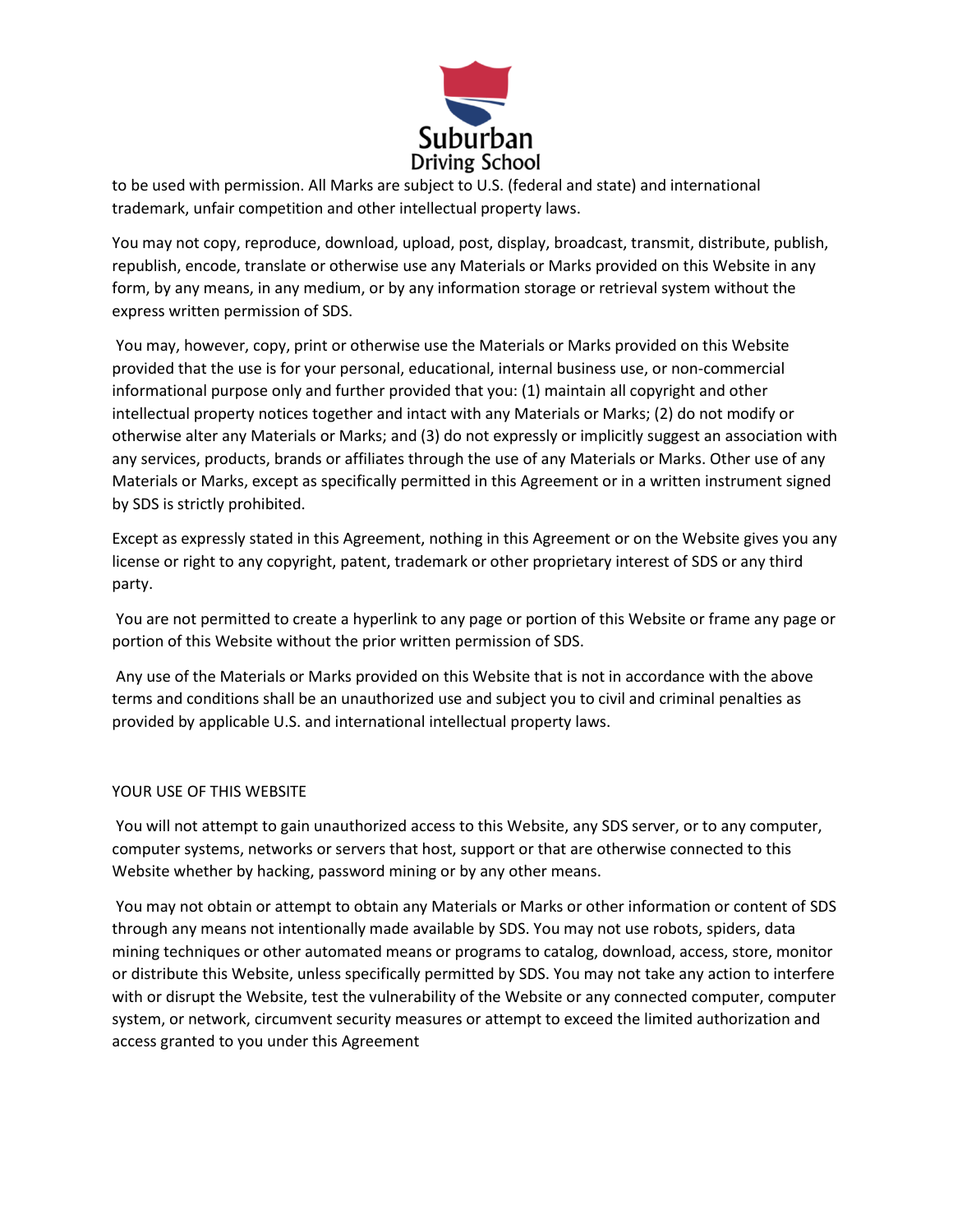to be used with permission. All Marks are subject to U.S. (federal and state) and international trademark, unfair competition and other intellectual property laws.

You may not copy, reproduce, download, upload, post, display, broadcast, transmit, distribute, publish, republish, encode, translate or otherwise use any Materials or Marks provided on this Website in any form, by any means, in any medium, or by any information storage or retrieval system without the express written permission of SDS.

You may, however, copy, print or otherwise use the Materials or Marks provided on this Website provided that the use is for your personal, educational, internal business use, or non-commercial informational purpose only and further provided that you: (1) maintain all copyright and other intellectual property notices together and intact with any Materials or Marks; (2) do not modify or otherwise alter any Materials or Marks; and (3) do not expressly or implicitly suggest an association with any services, products, brands or affiliates through the use of any Materials or Marks. Other use of any Materials or Marks, except as specifically permitted in this Agreement or in a written instrument signed by SDS is strictly prohibited.

Except as expressly stated in this Agreement, nothing in this Agreement or on the Website gives you any license or right to any copyright, patent, trademark or other proprietary interest of SDS or any third party.

You are not permitted to create a hyperlink to any page or portion of this Website or frame any page or portion of this Website without the prior written permission of SDS.

Any use of the Materials or Marks provided on this Website that is not in accordance with the above terms and conditions shall be an unauthorized use and subject you to civil and criminal penalties as provided by applicable U.S. and international intellectual property laws.

## YOUR USE OF THIS WEBSITE

You will not attempt to gain unauthorized access to this Website, any SDS server, or to any computer, computer systems, networks or servers that host, support or that are otherwise connected to this Website whether by hacking, password mining or by any other means.

You may not obtain or attempt to obtain any Materials or Marks or other information or content of SDS through any means not intentionally made available by SDS. You may not use robots, spiders, data mining techniques or other automated means or programs to catalog, download, access, store, monitor or distribute this Website, unless specifically permitted by SDS. You may not take any action to interfere with or disrupt the Website, test the vulnerability of the Website or any connected computer, computer system, or network, circumvent security measures or attempt to exceed the limited authorization and access granted to you under this Agreement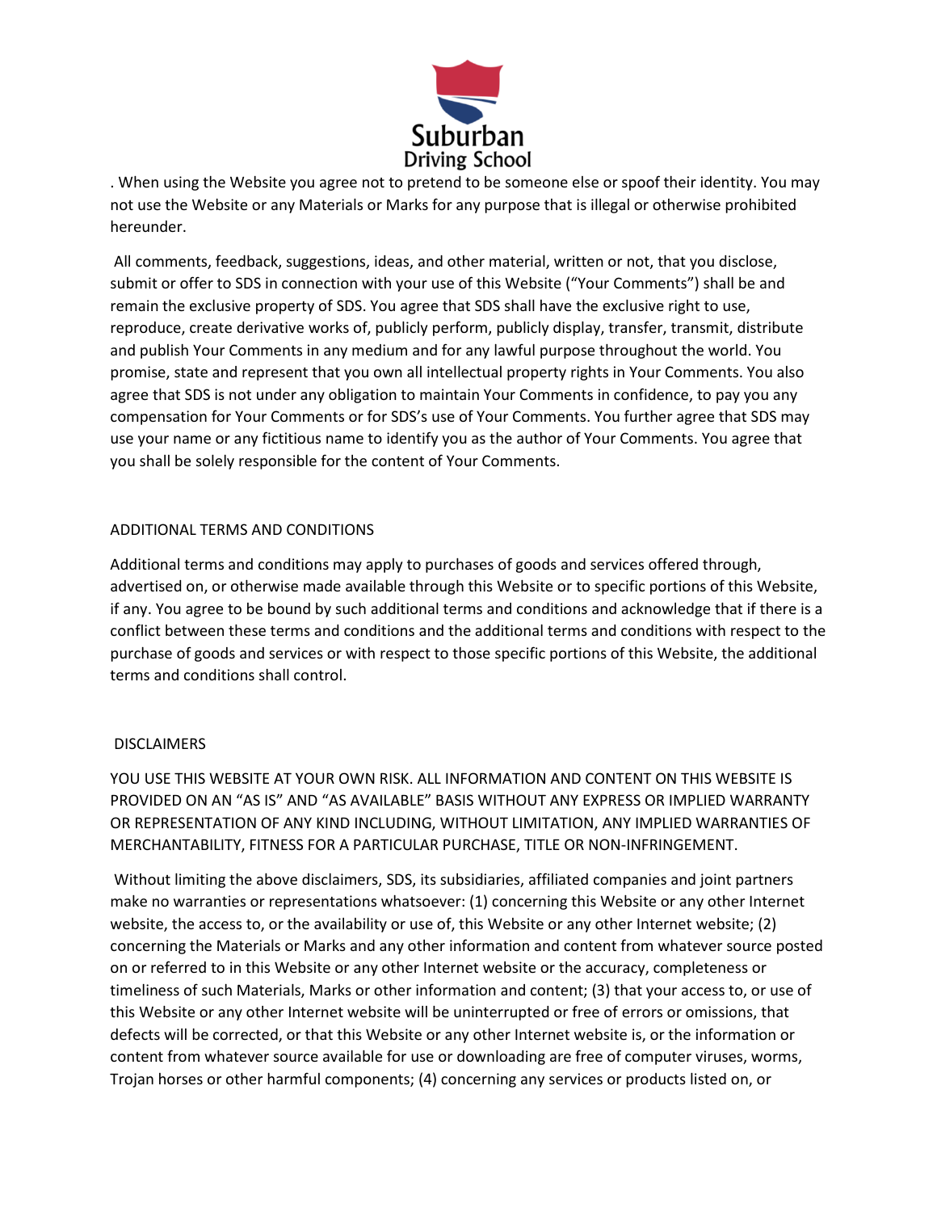. When using the Website you agree not to pretend to be someone else or spoof their identity. You may not use the Website or any Materials or Marks for any purpose that is illegal or otherwise prohibited hereunder.

All comments, feedback, suggestions, ideas, and other material, written or not, that you disclose, submit or offer to SDS in connection with your use of this Website ("Your Comments") shall be and remain the exclusive property of SDS. You agree that SDS shall have the exclusive right to use, reproduce, create derivative works of, publicly perform, publicly display, transfer, transmit, distribute and publish Your Comments in any medium and for any lawful purpose throughout the world. You promise, state and represent that you own all intellectual property rights in Your Comments. You also agree that SDS is not under any obligation to maintain Your Comments in confidence, to pay you any compensation for Your Comments or for SDS's use of Your Comments. You further agree that SDS may use your name or any fictitious name to identify you as the author of Your Comments. You agree that you shall be solely responsible for the content of Your Comments.

## ADDITIONAL TERMS AND CONDITIONS

Additional terms and conditions may apply to purchases of goods and services offered through, advertised on, or otherwise made available through this Website or to specific portions of this Website, if any. You agree to be bound by such additional terms and conditions and acknowledge that if there is a conflict between these terms and conditions and the additional terms and conditions with respect to the purchase of goods and services or with respect to those specific portions of this Website, the additional terms and conditions shall control.

## DISCLAIMERS

YOU USE THIS WEBSITE AT YOUR OWN RISK. ALL INFORMATION AND CONTENT ON THIS WEBSITE IS PROVIDED ON AN "AS IS" AND "AS AVAILABLE" BASIS WITHOUT ANY EXPRESS OR IMPLIED WARRANTY OR REPRESENTATION OF ANY KIND INCLUDING, WITHOUT LIMITATION, ANY IMPLIED WARRANTIES OF MERCHANTABILITY, FITNESS FOR A PARTICULAR PURCHASE, TITLE OR NON-INFRINGEMENT.

Without limiting the above disclaimers, SDS, its subsidiaries, affiliated companies and joint partners make no warranties or representations whatsoever: (1) concerning this Website or any other Internet website, the access to, or the availability or use of, this Website or any other Internet website; (2) concerning the Materials or Marks and any other information and content from whatever source posted on or referred to in this Website or any other Internet website or the accuracy, completeness or timeliness of such Materials, Marks or other information and content; (3) that your access to, or use of this Website or any other Internet website will be uninterrupted or free of errors or omissions, that defects will be corrected, or that this Website or any other Internet website is, or the information or content from whatever source available for use or downloading are free of computer viruses, worms, Trojan horses or other harmful components; (4) concerning any services or products listed on, or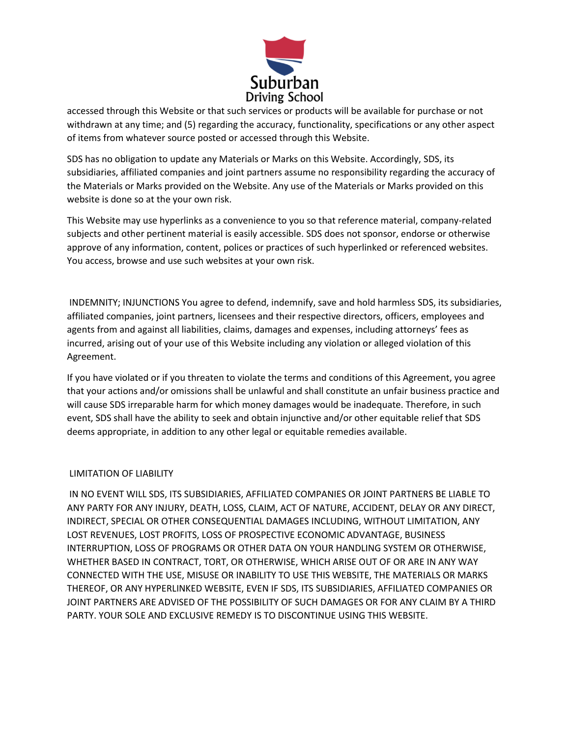accessed through this Website or that such services or products will be available for purchase or not withdrawn at any time; and (5) regarding the accuracy, functionality, specifications or any other aspect of items from whatever source posted or accessed through this Website.

SDS has no obligation to update any Materials or Marks on this Website. Accordingly, SDS, its subsidiaries, affiliated companies and joint partners assume no responsibility regarding the accuracy of the Materials or Marks provided on the Website. Any use of the Materials or Marks provided on this website is done so at the your own risk.

This Website may use hyperlinks as a convenience to you so that reference material, company-related subjects and other pertinent material is easily accessible. SDS does not sponsor, endorse or otherwise approve of any information, content, polices or practices of such hyperlinked or referenced websites. You access, browse and use such websites at your own risk.

INDEMNITY; INJUNCTIONS You agree to defend, indemnify, save and hold harmless SDS, its subsidiaries, affiliated companies, joint partners, licensees and their respective directors, officers, employees and agents from and against all liabilities, claims, damages and expenses, including attorneys' fees as incurred, arising out of your use of this Website including any violation or alleged violation of this Agreement.

If you have violated or if you threaten to violate the terms and conditions of this Agreement, you agree that your actions and/or omissions shall be unlawful and shall constitute an unfair business practice and will cause SDS irreparable harm for which money damages would be inadequate. Therefore, in such event, SDS shall have the ability to seek and obtain injunctive and/or other equitable relief that SDS deems appropriate, in addition to any other legal or equitable remedies available.

LIMITATION OF LIABILITY

IN NO EVENT WILL SDS, ITS SUBSIDIARIES, AFFILIATED COMPANIES OR JOINT PARTNERS BE LIABLE TO ANY PARTY FOR ANY INJURY, DEATH, LOSS, CLAIM, ACT OF NATURE, ACCIDENT, DELAY OR ANY DIRECT, INDIRECT, SPECIAL OR OTHER CONSEQUENTIAL DAMAGES INCLUDING, WITHOUT LIMITATION, ANY LOST REVENUES, LOST PROFITS, LOSS OF PROSPECTIVE ECONOMIC ADVANTAGE, BUSINESS INTERRUPTION, LOSS OF PROGRAMS OR OTHER DATA ON YOUR HANDLING SYSTEM OR OTHERWISE, WHETHER BASED IN CONTRACT, TORT, OR OTHERWISE, WHICH ARISE OUT OF OR ARE IN ANY WAY CONNECTED WITH THE USE, MISUSE OR INABILITY TO USE THIS WEBSITE, THE MATERIALS OR MARKS THEREOF, OR ANY HYPERLINKED WEBSITE, EVEN IF SDS, ITS SUBSIDIARIES, AFFILIATED COMPANIES OR JOINT PARTNERS ARE ADVISED OF THE POSSIBILITY OF SUCH DAMAGES OR FOR ANY CLAIM BY A THIRD PARTY. YOUR SOLE AND EXCLUSIVE REMEDY IS TO DISCONTINUE USING THIS WEBSITE.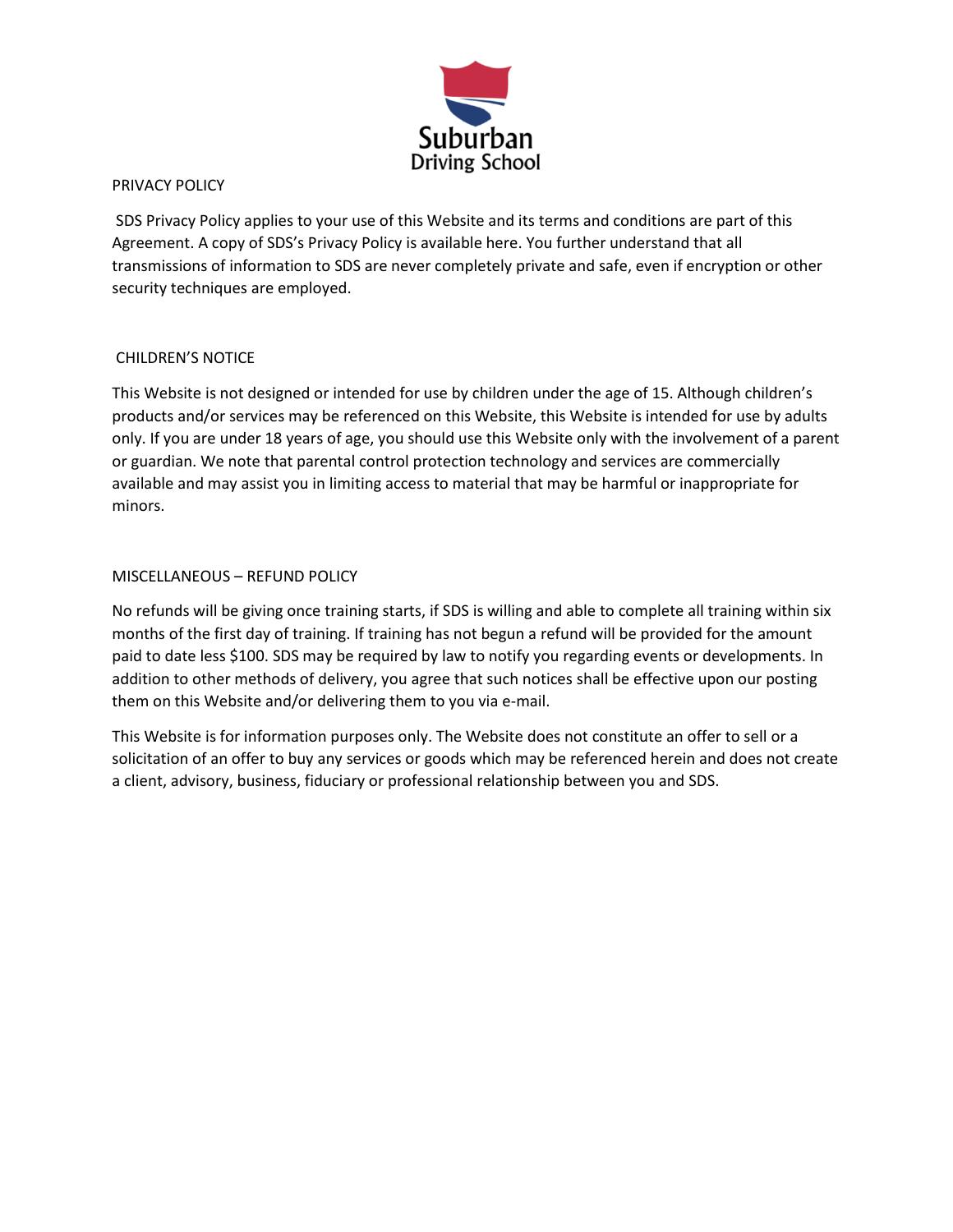## PRIVACY POLICY

SDS Privacy Policy applies to your use of this Website and its terms and conditions are part of this Agreement. A copy of SDS's Privacy Policy is available here. You further understand that all transmissions of information to SDS are never completely private and safe, even if encryption or other security techniques are employed.

## CHILDREN'S NOTICE

This Website is not designed or intended for use by children under the age of 15. Although children's products and/or services may be referenced on this Website, this Website is intended for use by adults only. If you are under 18 years of age, you should use this Website only with the involvement of a parent or guardian. We note that parental control protection technology and services are commercially available and may assist you in limiting access to material that may be harmful or inappropriate for minors.

## MISCELLANEOUS – REFUND POLICY

No refunds will be giving once training starts, if SDS is willing and able to complete all training within six months of the first day of training. If training has not begun a refund will be provided for the amount paid to date less $100. SDS may be required by law to notify you regarding events or developments. In addition to other methods of delivery, you agree that such notices shall be effective upon our posting them on this Website and/or delivering them to you via e-mail.

This Website is for information purposes only. The Website does not constitute an offer to sell or a solicitation of an offer to buy any services or goods which may be referenced herein and does not create a client, advisory, business, fiduciary or professional relationship between you and SDS.